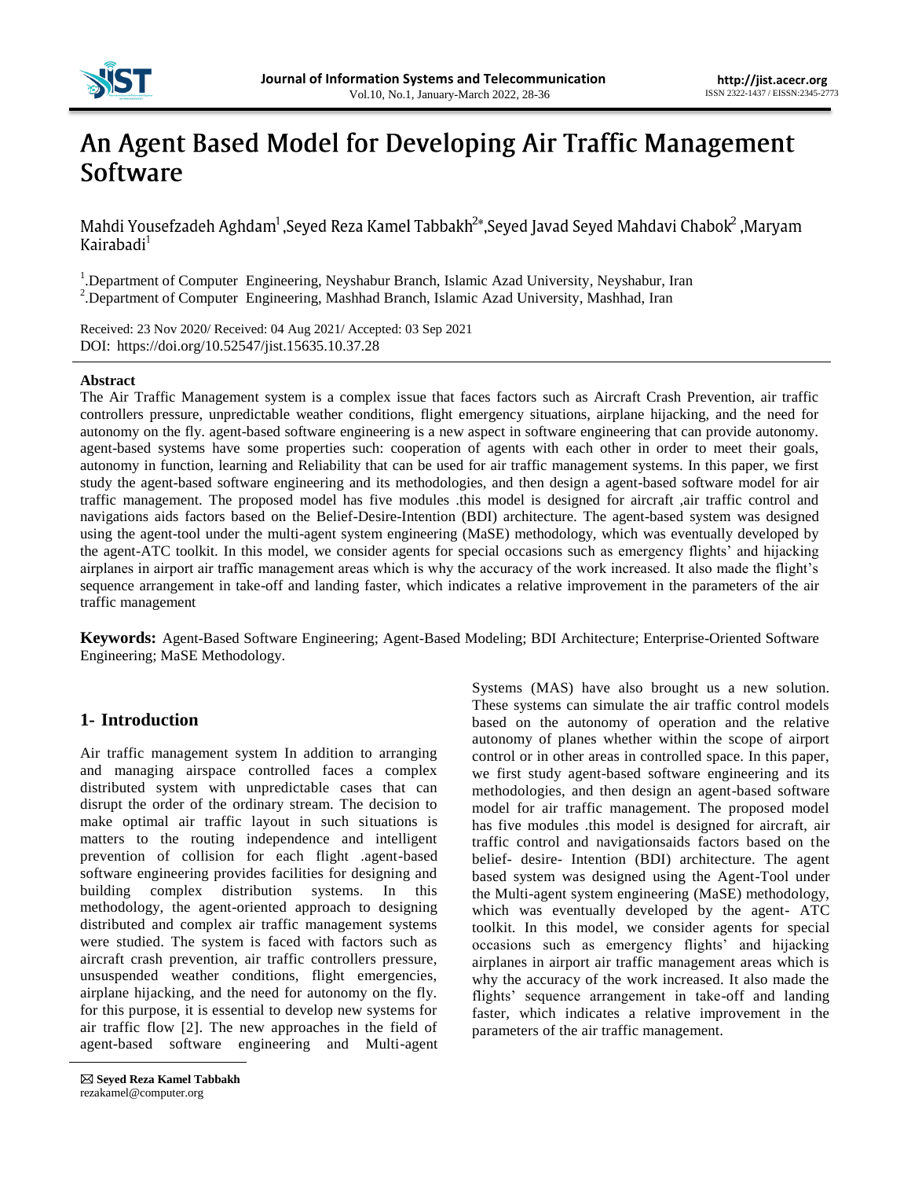# An Agent Based Model for Developing Air Traffic Management Software

Mahdi Yousefzadeh Aghdam[1] ,Seyed Reza Kamel Tabbakh[2*],Seyed Javad Seyed Mahdavi Chabok[2] ,Maryam Kairabadi[1]

[1].Department of Computer Engineering, Neyshabur Branch, Islamic Azad University, Neyshabur, Iran
[2].Department of Computer Engineering, Mashhad Branch, Islamic Azad University, Mashhad, Iran

Received: 23 Nov 2020/ Received: 04 Aug 2021/ Accepted: 03 Sep 2021
DOI: https://doi.org/10.52547/jist.15635.10.37.28

**Abstract**

The Air Traffic Management system is a complex issue that faces factors such as Aircraft Crash Prevention, air traffic controllers pressure, unpredictable weather conditions, flight emergency situations, airplane hijacking, and the need for autonomy on the fly. agent-based software engineering is a new aspect in software engineering that can provide autonomy. agent-based systems have some properties such: cooperation of agents with each other in order to meet their goals, autonomy in function, learning and Reliability that can be used for air traffic management systems. In this paper, we first study the agent-based software engineering and its methodologies, and then design a agent-based software model for air traffic management. The proposed model has five modules .this model is designed for aircraft ,air traffic control and navigations aids factors based on the Belief-Desire-Intention (BDI) architecture. The agent-based system was designed using the agent-tool under the multi-agent system engineering (MaSE) methodology, which was eventually developed by the agent-ATC toolkit. In this model, we consider agents for special occasions such as emergency flights' and hijacking airplanes in airport air traffic management areas which is why the accuracy of the work increased. It also made the flight's sequence arrangement in take-off and landing faster, which indicates a relative improvement in the parameters of the air traffic management

**Keywords:** Agent-Based Software Engineering; Agent-Based Modeling; BDI Architecture; Enterprise-Oriented Software Engineering; MaSE Methodology.

## 1- Introduction

Air traffic management system In addition to arranging and managing airspace controlled faces a complex distributed system with unpredictable cases that can disrupt the order of the ordinary stream. The decision to make optimal air traffic layout in such situations is matters to the routing independence and intelligent prevention of collision for each flight .agent-based software engineering provides facilities for designing and building complex distribution systems. In this methodology, the agent-oriented approach to designing distributed and complex air traffic management systems were studied. The system is faced with factors such as aircraft crash prevention, air traffic controllers pressure, unsuspended weather conditions, flight emergencies, airplane hijacking, and the need for autonomy on the fly. for this purpose, it is essential to develop new systems for air traffic flow [2]. The new approaches in the field of agent-based software engineering and Multi-agent Systems (MAS) have also brought us a new solution. These systems can simulate the air traffic control models based on the autonomy of operation and the relative autonomy of planes whether within the scope of airport control or in other areas in controlled space. In this paper, we first study agent-based software engineering and its methodologies, and then design an agent-based software model for air traffic management. The proposed model has five modules .this model is designed for aircraft, air traffic control and navigationsaids factors based on the belief- desire- Intention (BDI) architecture. The agent based system was designed using the Agent-Tool under the Multi-agent system engineering (MaSE) methodology, which was eventually developed by the agent- ATC toolkit. In this model, we consider agents for special occasions such as emergency flights' and hijacking airplanes in airport air traffic management areas which is why the accuracy of the work increased. It also made the flights' sequence arrangement in take-off and landing faster, which indicates a relative improvement in the parameters of the air traffic management.

✉ **Seyed Reza Kamel Tabbakh**
rezakamel@computer.org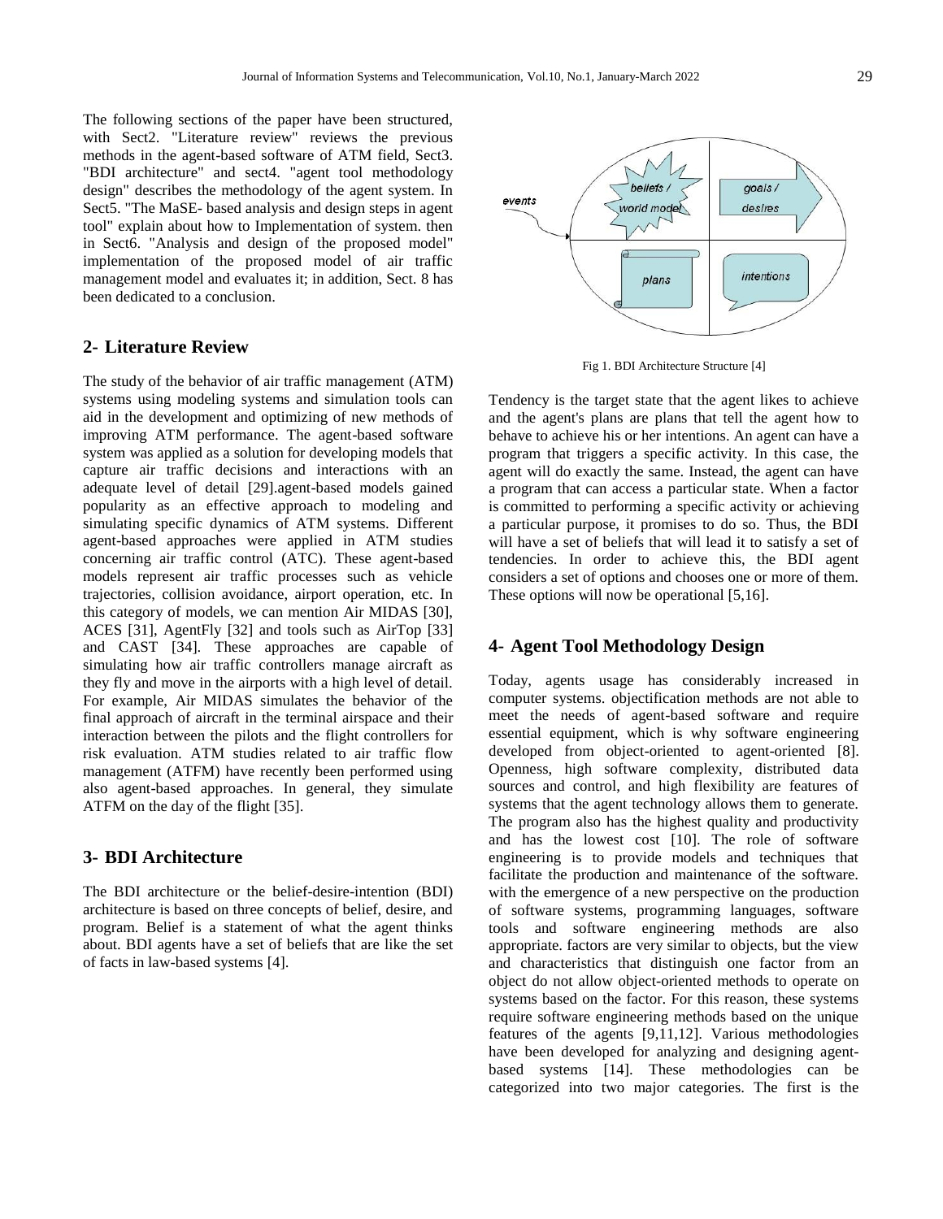The following sections of the paper have been structured, with Sect2. "Literature review" reviews the previous methods in the agent-based software of ATM field, Sect3. "BDI architecture" and sect4. "agent tool methodology design" describes the methodology of the agent system. In Sect5. "The MaSE- based analysis and design steps in agent tool" explain about how to Implementation of system. then in Sect6. "Analysis and design of the proposed model" implementation of the proposed model of air traffic management model and evaluates it; in addition, Sect. 8 has been dedicated to a conclusion.

## 2- Literature Review

The study of the behavior of air traffic management (ATM) systems using modeling systems and simulation tools can aid in the development and optimizing of new methods of improving ATM performance. The agent-based software system was applied as a solution for developing models that capture air traffic decisions and interactions with an adequate level of detail [29].agent-based models gained popularity as an effective approach to modeling and simulating specific dynamics of ATM systems. Different agent-based approaches were applied in ATM studies concerning air traffic control (ATC). These agent-based models represent air traffic processes such as vehicle trajectories, collision avoidance, airport operation, etc. In this category of models, we can mention Air MIDAS [30], ACES [31], AgentFly [32] and tools such as AirTop [33] and CAST [34]. These approaches are capable of simulating how air traffic controllers manage aircraft as they fly and move in the airports with a high level of detail. For example, Air MIDAS simulates the behavior of the final approach of aircraft in the terminal airspace and their interaction between the pilots and the flight controllers for risk evaluation. ATM studies related to air traffic flow management (ATFM) have recently been performed using also agent-based approaches. In general, they simulate ATFM on the day of the flight [35].

## 3- BDI Architecture

The BDI architecture or the belief-desire-intention (BDI) architecture is based on three concepts of belief, desire, and program. Belief is a statement of what the agent thinks about. BDI agents have a set of beliefs that are like the set of facts in law-based systems [4].

Fig 1. BDI Architecture Structure [4]

Tendency is the target state that the agent likes to achieve and the agent's plans are plans that tell the agent how to behave to achieve his or her intentions. An agent can have a program that triggers a specific activity. In this case, the agent will do exactly the same. Instead, the agent can have a program that can access a particular state. When a factor is committed to performing a specific activity or achieving a particular purpose, it promises to do so. Thus, the BDI will have a set of beliefs that will lead it to satisfy a set of tendencies. In order to achieve this, the BDI agent considers a set of options and chooses one or more of them. These options will now be operational [5,16].

## 4- Agent Tool Methodology Design

Today, agents usage has considerably increased in computer systems. objectification methods are not able to meet the needs of agent-based software and require essential equipment, which is why software engineering developed from object-oriented to agent-oriented [8]. Openness, high software complexity, distributed data sources and control, and high flexibility are features of systems that the agent technology allows them to generate. The program also has the highest quality and productivity and has the lowest cost [10]. The role of software engineering is to provide models and techniques that facilitate the production and maintenance of the software. with the emergence of a new perspective on the production of software systems, programming languages, software tools and software engineering methods are also appropriate. factors are very similar to objects, but the view and characteristics that distinguish one factor from an object do not allow object-oriented methods to operate on systems based on the factor. For this reason, these systems require software engineering methods based on the unique features of the agents [9,11,12]. Various methodologies have been developed for analyzing and designing agent-based systems [14]. These methodologies can be categorized into two major categories. The first is the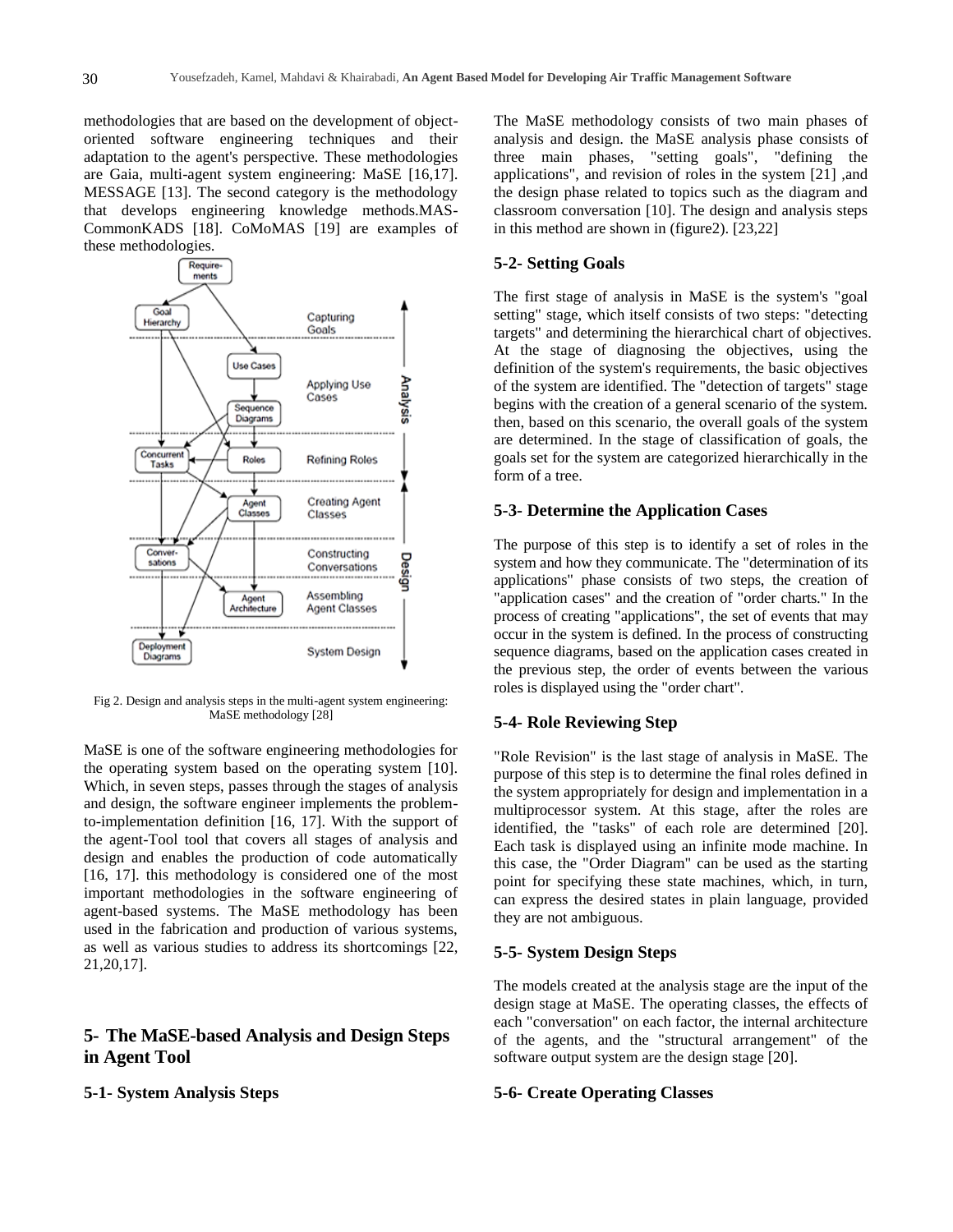methodologies that are based on the development of object-oriented software engineering techniques and their adaptation to the agent's perspective. These methodologies are Gaia, multi-agent system engineering: MaSE [16,17]. MESSAGE [13]. The second category is the methodology that develops engineering knowledge methods.MAS-CommonKADS [18]. CoMoMAS [19] are examples of these methodologies.

Fig 2. Design and analysis steps in the multi-agent system engineering: MaSE methodology [28]

MaSE is one of the software engineering methodologies for the operating system based on the operating system [10]. Which, in seven steps, passes through the stages of analysis and design, the software engineer implements the problem-to-implementation definition [16, 17]. With the support of the agent-Tool tool that covers all stages of analysis and design and enables the production of code automatically [16, 17]. this methodology is considered one of the most important methodologies in the software engineering of agent-based systems. The MaSE methodology has been used in the fabrication and production of various systems, as well as various studies to address its shortcomings [22, 21,20,17].

## 5- The MaSE-based Analysis and Design Steps in Agent Tool

### 5-1- System Analysis Steps

The MaSE methodology consists of two main phases of analysis and design. the MaSE analysis phase consists of three main phases, "setting goals", "defining the applications", and revision of roles in the system [21] ,and the design phase related to topics such as the diagram and classroom conversation [10]. The design and analysis steps in this method are shown in (figure2). [23,22]

### 5-2- Setting Goals

The first stage of analysis in MaSE is the system's "goal setting" stage, which itself consists of two steps: "detecting targets" and determining the hierarchical chart of objectives. At the stage of diagnosing the objectives, using the definition of the system's requirements, the basic objectives of the system are identified. The "detection of targets" stage begins with the creation of a general scenario of the system. then, based on this scenario, the overall goals of the system are determined. In the stage of classification of goals, the goals set for the system are categorized hierarchically in the form of a tree.

### 5-3- Determine the Application Cases

The purpose of this step is to identify a set of roles in the system and how they communicate. The "determination of its applications" phase consists of two steps, the creation of "application cases" and the creation of "order charts." In the process of creating "applications", the set of events that may occur in the system is defined. In the process of constructing sequence diagrams, based on the application cases created in the previous step, the order of events between the various roles is displayed using the "order chart".

### 5-4- Role Reviewing Step

"Role Revision" is the last stage of analysis in MaSE. The purpose of this step is to determine the final roles defined in the system appropriately for design and implementation in a multiprocessor system. At this stage, after the roles are identified, the "tasks" of each role are determined [20]. Each task is displayed using an infinite mode machine. In this case, the "Order Diagram" can be used as the starting point for specifying these state machines, which, in turn, can express the desired states in plain language, provided they are not ambiguous.

### 5-5- System Design Steps

The models created at the analysis stage are the input of the design stage at MaSE. The operating classes, the effects of each "conversation" on each factor, the internal architecture of the agents, and the "structural arrangement" of the software output system are the design stage [20].

### 5-6- Create Operating Classes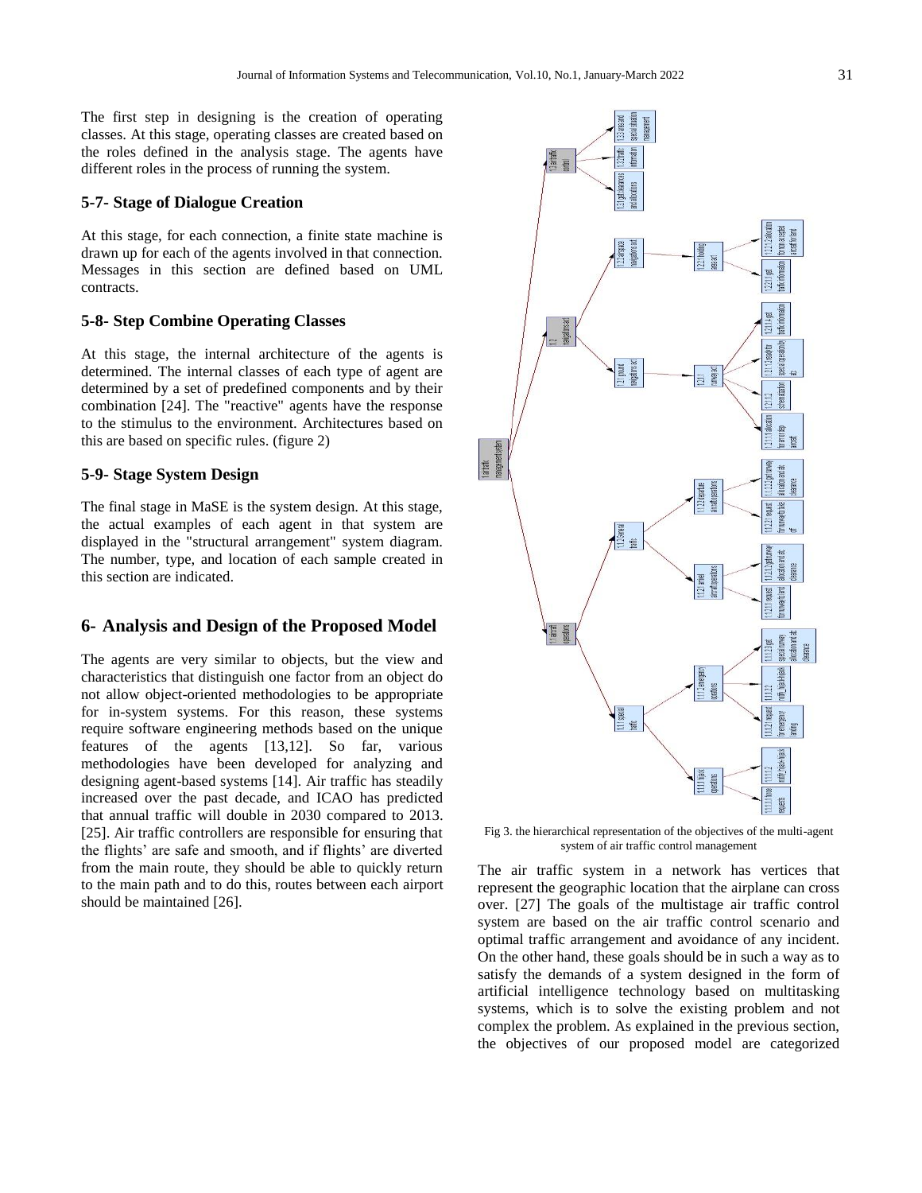The first step in designing is the creation of operating classes. At this stage, operating classes are created based on the roles defined in the analysis stage. The agents have different roles in the process of running the system.

### 5-7- Stage of Dialogue Creation

At this stage, for each connection, a finite state machine is drawn up for each of the agents involved in that connection. Messages in this section are defined based on UML contracts.

### 5-8- Step Combine Operating Classes

At this stage, the internal architecture of the agents is determined. The internal classes of each type of agent are determined by a set of predefined components and by their combination [24]. The "reactive" agents have the response to the stimulus to the environment. Architectures based on this are based on specific rules. (figure 2)

### 5-9- Stage System Design

The final stage in MaSE is the system design. At this stage, the actual examples of each agent in that system are displayed in the "structural arrangement" system diagram. The number, type, and location of each sample created in this section are indicated.

## 6- Analysis and Design of the Proposed Model

The agents are very similar to objects, but the view and characteristics that distinguish one factor from an object do not allow object-oriented methodologies to be appropriate for in-system systems. For this reason, these systems require software engineering methods based on the unique features of the agents [13,12]. So far, various methodologies have been developed for analyzing and designing agent-based systems [14]. Air traffic has steadily increased over the past decade, and ICAO has predicted that annual traffic will double in 2030 compared to 2013. [25]. Air traffic controllers are responsible for ensuring that the flights' are safe and smooth, and if flights' are diverted from the main route, they should be able to quickly return to the main path and to do this, routes between each airport should be maintained [26].

Fig 3. the hierarchical representation of the objectives of the multi-agent system of air traffic control management

The air traffic system in a network has vertices that represent the geographic location that the airplane can cross over. [27] The goals of the multistage air traffic control system are based on the air traffic control scenario and optimal traffic arrangement and avoidance of any incident. On the other hand, these goals should be in such a way as to satisfy the demands of a system designed in the form of artificial intelligence technology based on multitasking systems, which is to solve the existing problem and not complex the problem. As explained in the previous section, the objectives of our proposed model are categorized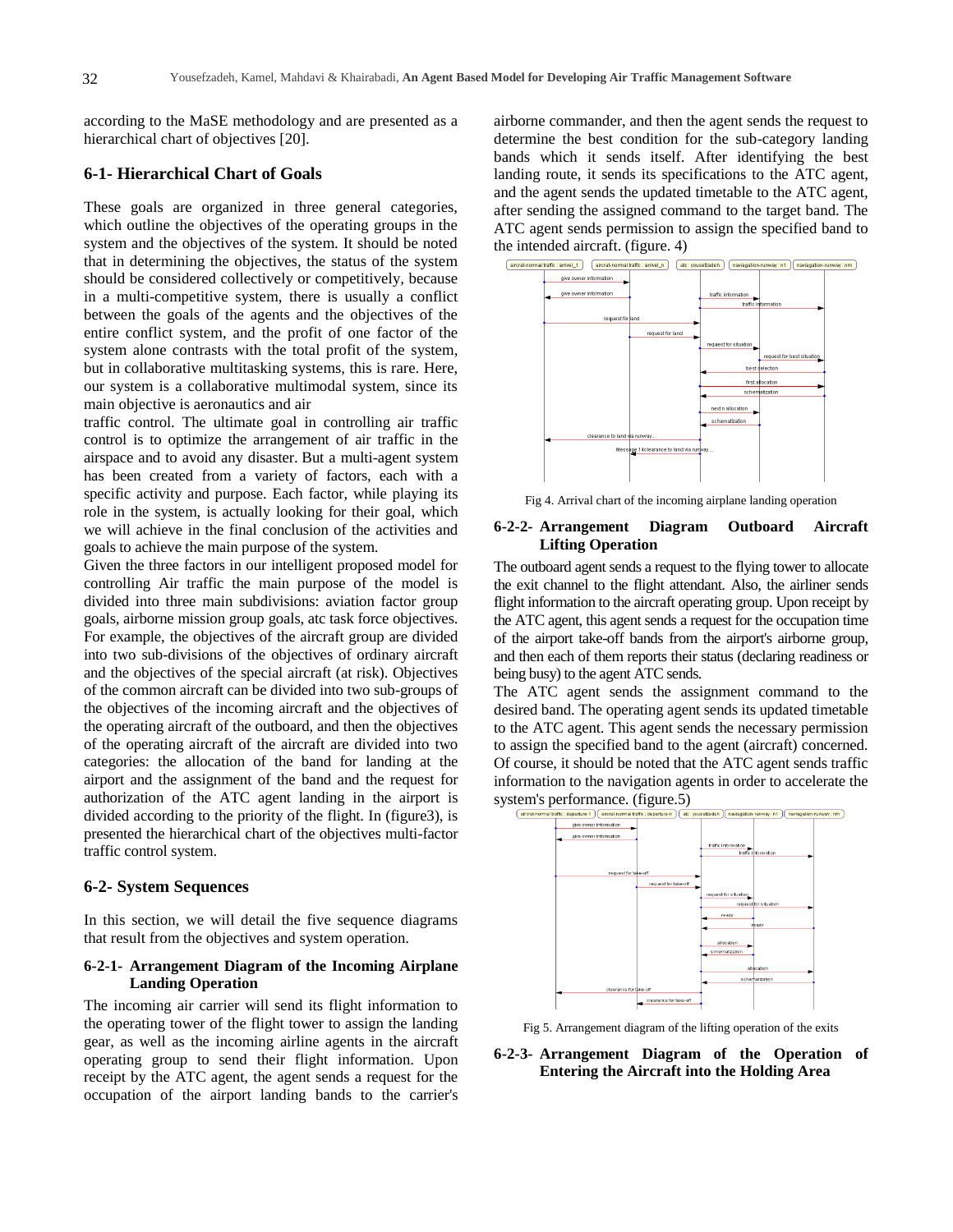according to the MaSE methodology and are presented as a hierarchical chart of objectives [20].

### 6-1- Hierarchical Chart of Goals

These goals are organized in three general categories, which outline the objectives of the operating groups in the system and the objectives of the system. It should be noted that in determining the objectives, the status of the system should be considered collectively or competitively, because in a multi-competitive system, there is usually a conflict between the goals of the agents and the objectives of the entire conflict system, and the profit of one factor of the system alone contrasts with the total profit of the system, but in collaborative multitasking systems, this is rare. Here, our system is a collaborative multimodal system, since its main objective is aeronautics and air traffic control. The ultimate goal in controlling air traffic control is to optimize the arrangement of air traffic in the airspace and to avoid any disaster. But a multi-agent system has been created from a variety of factors, each with a specific activity and purpose. Each factor, while playing its role in the system, is actually looking for their goal, which we will achieve in the final conclusion of the activities and goals to achieve the main purpose of the system.

Given the three factors in our intelligent proposed model for controlling Air traffic the main purpose of the model is divided into three main subdivisions: aviation factor group goals, airborne mission group goals, atc task force objectives. For example, the objectives of the aircraft group are divided into two sub-divisions of the objectives of ordinary aircraft and the objectives of the special aircraft (at risk). Objectives of the common aircraft can be divided into two sub-groups of the objectives of the incoming aircraft and the objectives of the operating aircraft of the outboard, and then the objectives of the operating aircraft of the aircraft are divided into two categories: the allocation of the band for landing at the airport and the assignment of the band and the request for authorization of the ATC agent landing in the airport is divided according to the priority of the flight. In (figure3), is presented the hierarchical chart of the objectives multi-factor traffic control system.

### 6-2- System Sequences

In this section, we will detail the five sequence diagrams that result from the objectives and system operation.

#### 6-2-1- Arrangement Diagram of the Incoming Airplane Landing Operation

The incoming air carrier will send its flight information to the operating tower of the flight tower to assign the landing gear, as well as the incoming airline agents in the aircraft operating group to send their flight information. Upon receipt by the ATC agent, the agent sends a request for the occupation of the airport landing bands to the carrier's airborne commander, and then the agent sends the request to determine the best condition for the sub-category landing bands which it sends itself. After identifying the best landing route, it sends its specifications to the ATC agent, and the agent sends the updated timetable to the ATC agent, after sending the assigned command to the target band. The ATC agent sends permission to assign the specified band to the intended aircraft. (figure. 4)

Fig 4. Arrival chart of the incoming airplane landing operation

#### 6-2-2- Arrangement Diagram Outboard Aircraft Lifting Operation

The outboard agent sends a request to the flying tower to allocate the exit channel to the flight attendant. Also, the airliner sends flight information to the aircraft operating group. Upon receipt by the ATC agent, this agent sends a request for the occupation time of the airport take-off bands from the airport's airborne group, and then each of them reports their status (declaring readiness or being busy) to the agent ATC sends.

The ATC agent sends the assignment command to the desired band. The operating agent sends its updated timetable to the ATC agent. This agent sends the necessary permission to assign the specified band to the agent (aircraft) concerned. Of course, it should be noted that the ATC agent sends traffic information to the navigation agents in order to accelerate the system's performance. (figure.5)

Fig 5. Arrangement diagram of the lifting operation of the exits

#### 6-2-3- Arrangement Diagram of the Operation of Entering the Aircraft into the Holding Area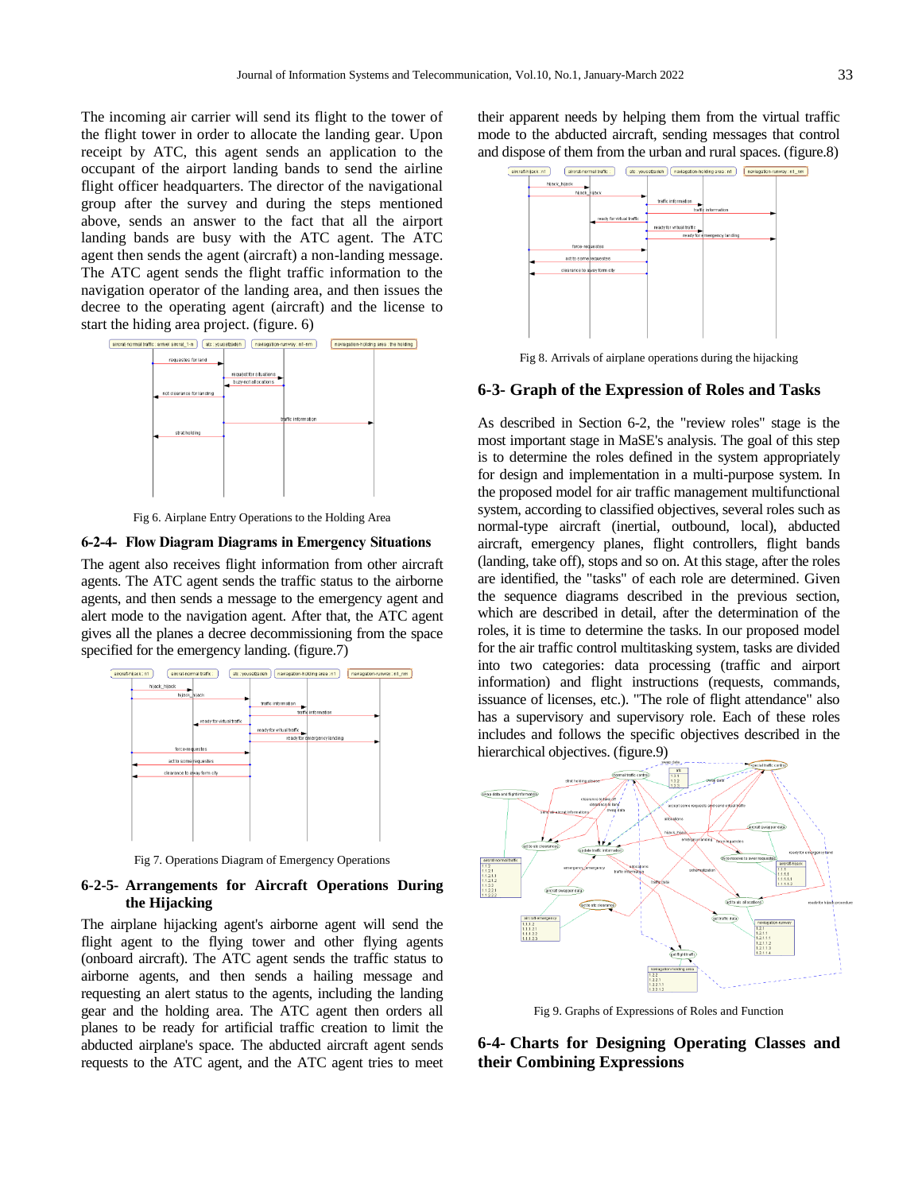The incoming air carrier will send its flight to the tower of the flight tower in order to allocate the landing gear. Upon receipt by ATC, this agent sends an application to the occupant of the airport landing bands to send the airline flight officer headquarters. The director of the navigational group after the survey and during the steps mentioned above, sends an answer to the fact that all the airport landing bands are busy with the ATC agent. The ATC agent then sends the agent (aircraft) a non-landing message. The ATC agent sends the flight traffic information to the navigation operator of the landing area, and then issues the decree to the operating agent (aircraft) and the license to start the hiding area project. (figure. 6)

Fig 6. Airplane Entry Operations to the Holding Area

### 6-2-4- Flow Diagram Diagrams in Emergency Situations

The agent also receives flight information from other aircraft agents. The ATC agent sends the traffic status to the airborne agents, and then sends a message to the emergency agent and alert mode to the navigation agent. After that, the ATC agent gives all the planes a decree decommissioning from the space specified for the emergency landing. (figure.7)

Fig 7. Operations Diagram of Emergency Operations

### 6-2-5- Arrangements for Aircraft Operations During the Hijacking

The airplane hijacking agent's airborne agent will send the flight agent to the flying tower and other flying agents (onboard aircraft). The ATC agent sends the traffic status to airborne agents, and then sends a hailing message and requesting an alert status to the agents, including the landing gear and the holding area. The ATC agent then orders all planes to be ready for artificial traffic creation to limit the abducted airplane's space. The abducted aircraft agent sends requests to the ATC agent, and the ATC agent tries to meet their apparent needs by helping them from the virtual traffic mode to the abducted aircraft, sending messages that control and dispose of them from the urban and rural spaces. (figure.8)

Fig 8. Arrivals of airplane operations during the hijacking

## 6-3- Graph of the Expression of Roles and Tasks

As described in Section 6-2, the "review roles" stage is the most important stage in MaSE's analysis. The goal of this step is to determine the roles defined in the system appropriately for design and implementation in a multi-purpose system. In the proposed model for air traffic management multifunctional system, according to classified objectives, several roles such as normal-type aircraft (inertial, outbound, local), abducted aircraft, emergency planes, flight controllers, flight bands (landing, take off), stops and so on. At this stage, after the roles are identified, the "tasks" of each role are determined. Given the sequence diagrams described in the previous section, which are described in detail, after the determination of the roles, it is time to determine the tasks. In our proposed model for the air traffic control multitasking system, tasks are divided into two categories: data processing (traffic and airport information) and flight instructions (requests, commands, issuance of licenses, etc.). "The role of flight attendance" also has a supervisory and supervisory role. Each of these roles includes and follows the specific objectives described in the hierarchical objectives. (figure.9)

Fig 9. Graphs of Expressions of Roles and Function

## 6-4- Charts for Designing Operating Classes and their Combining Expressions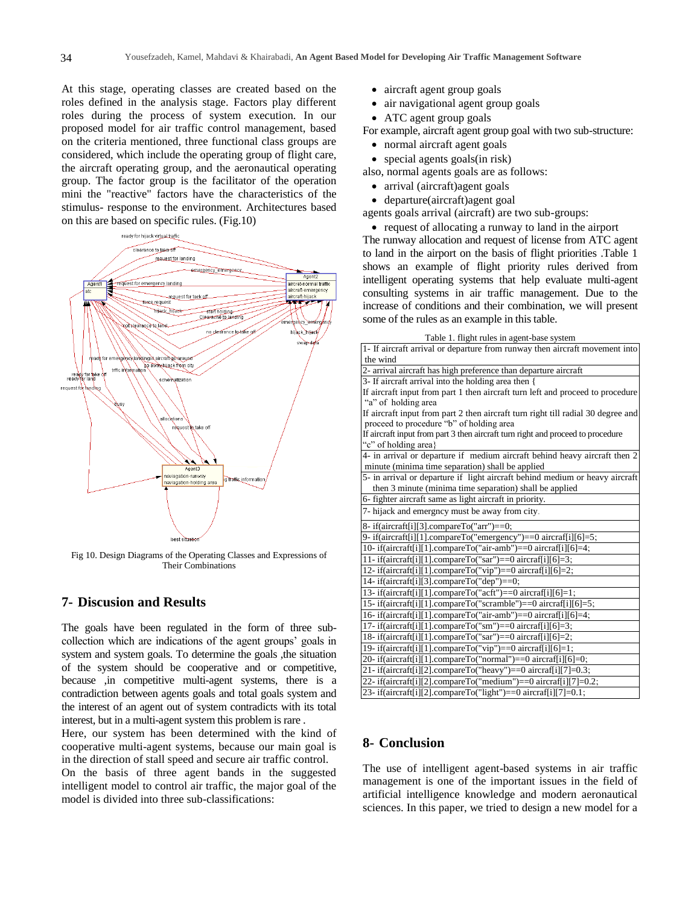At this stage, operating classes are created based on the roles defined in the analysis stage. Factors play different roles during the process of system execution. In our proposed model for air traffic control management, based on the criteria mentioned, three functional class groups are considered, which include the operating group of flight care, the aircraft operating group, and the aeronautical operating group. The factor group is the facilitator of the operation mini the "reactive" factors have the characteristics of the stimulus- response to the environment. Architectures based on this are based on specific rules. (Fig.10)

Fig 10. Design Diagrams of the Operating Classes and Expressions of Their Combinations

## 7- Discusion and Results

The goals have been regulated in the form of three sub-collection which are indications of the agent groups' goals in system and system goals. To determine the goals ,the situation of the system should be cooperative and or competitive, because ,in competitive multi-agent systems, there is a contradiction between agents goals and total goals system and the interest of an agent out of system contradicts with its total interest, but in a multi-agent system this problem is rare .

Here, our system has been determined with the kind of cooperative multi-agent systems, because our main goal is in the direction of stall speed and secure air traffic control.

On the basis of three agent bands in the suggested intelligent model to control air traffic, the major goal of the model is divided into three sub-classifications:

- aircraft agent group goals
- air navigational agent group goals
- ATC agent group goals

For example, aircraft agent group goal with two sub-structure:

- normal aircraft agent goals
- special agents goals(in risk)

also, normal agents goals are as follows:

- arrival (aircraft)agent goals
- departure(aircraft)agent goal

agents goals arrival (aircraft) are two sub-groups:

- request of allocating a runway to land in the airport

The runway allocation and request of license from ATC agent to land in the airport on the basis of flight priorities .Table 1 shows an example of flight priority rules derived from intelligent operating systems that help evaluate multi-agent consulting systems in air traffic management. Due to the increase of conditions and their combination, we will present some of the rules as an example in this table.

Table 1. flight rules in agent-base system

| |
|---|
| 1- If aircraft arrival or departure from runway then aircraft movement into the wind |
| 2- arrival aircraft has high preference than departure aircraft |
| 3- If aircraft arrival into the holding area then { If aircraft input from part 1 then aircraft turn left and proceed to procedure "a" of holding area If aircraft input from part 2 then aircraft turn right till radial 30 degree and proceed to procedure "b" of holding area If aircraft input from part 3 then aircraft turn right and proceed to procedure "c" of holding area} |
| 4- in arrival or departure if medium aircraft behind heavy aircraft then 2 minute (minima time separation) shall be applied |
| 5- in arrival or departure if light aircraft behind medium or heavy aircraft then 3 minute (minima time separation) shall be applied |
| 6- fighter aircraft same as light aircraft in priority. |
| 7- hijack and emergncy must be away from city. |
| 8- if(aircraft[i][3].compareTo("arr")==0; |
| 9- if(aircraft[i][1].compareTo("emergency")==0 aircraf[i][6]=5; |
| 10- if(aircraft[i][1].compareTo("air-amb")==0 aircraf[i][6]=4; |
| 11- if(aircraft[i][1].compareTo("sar")==0 aircraf[i][6]=3; |
| 12- if(aircraft[i][1].compareTo("vip")==0 aircraf[i][6]=2; |
| 14- if(aircraft[i][3].compareTo("dep")==0; |
| 13- if(aircraft[i][1].compareTo("acft")==0 aircraf[i][6]=1; |
| 15- if(aircraft[i][1].compareTo("scramble")==0 aircraf[i][6]=5; |
| 16- if(aircraft[i][1].compareTo("air-amb")==0 aircraf[i][6]=4; |
| 17- if(aircraft[i][1].compareTo("sm")==0 aircraf[i][6]=3; |
| 18- if(aircraft[i][1].compareTo("sar")==0 aircraf[i][6]=2; |
| 19- if(aircraft[i][1].compareTo("vip")==0 aircraf[i][6]=1; |
| 20- if(aircraft[i][1].compareTo("normal")==0 aircraf[i][6]=0; |
| 21- if(aircraft[i][2].compareTo("heavy")==0 aircraf[i][7]=0.3; |
| 22- if(aircraft[i][2].compareTo("medium")==0 aircraf[i][7]=0.2; |
| 23- if(aircraft[i][2].compareTo("light")==0 aircraf[i][7]=0.1; |

## 8- Conclusion

The use of intelligent agent-based systems in air traffic management is one of the important issues in the field of artificial intelligence knowledge and modern aeronautical sciences. In this paper, we tried to design a new model for a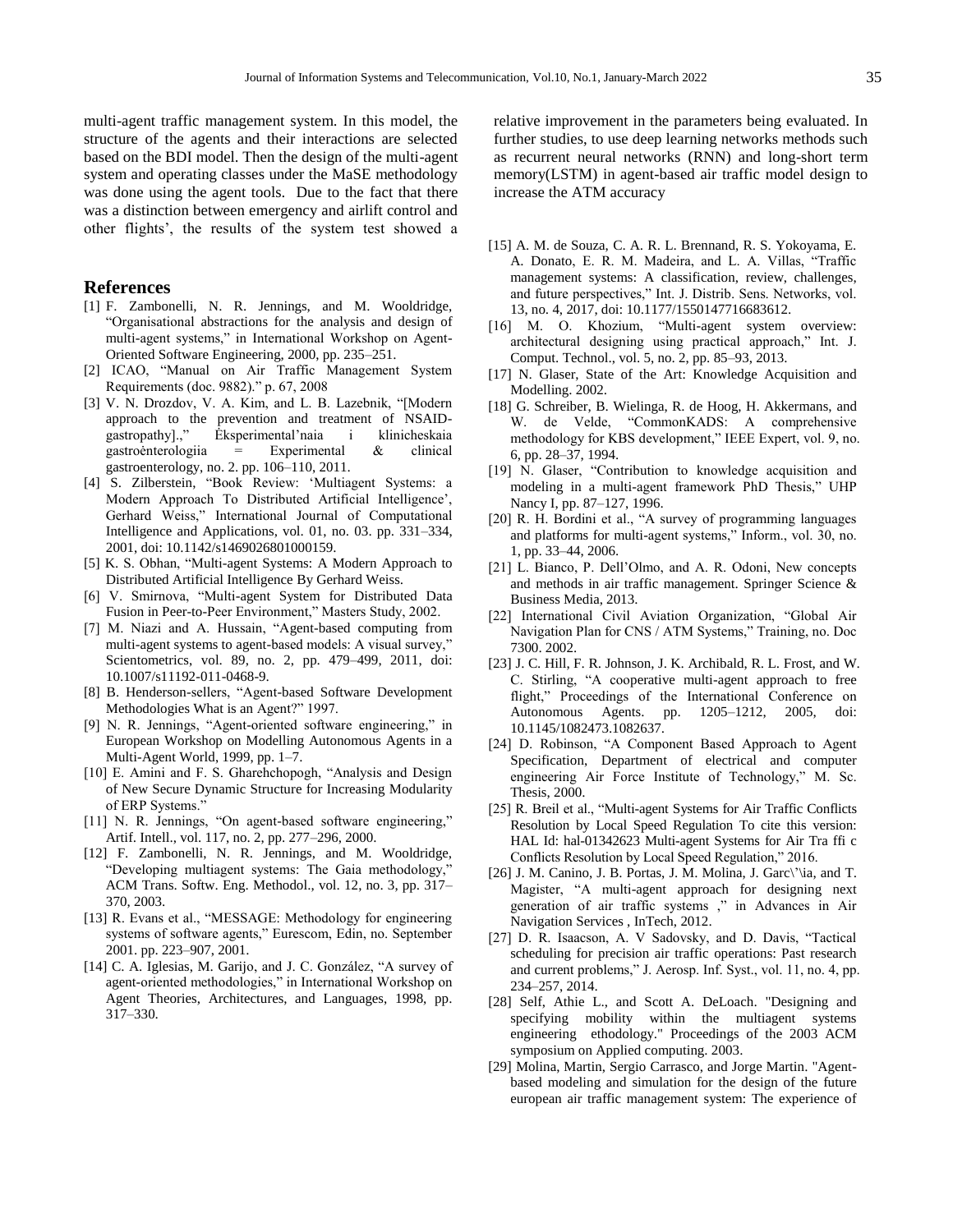multi-agent traffic management system. In this model, the structure of the agents and their interactions are selected based on the BDI model. Then the design of the multi-agent system and operating classes under the MaSE methodology was done using the agent tools. Due to the fact that there was a distinction between emergency and airlift control and other flights', the results of the system test showed a relative improvement in the parameters being evaluated. In further studies, to use deep learning networks methods such as recurrent neural networks (RNN) and long-short term memory(LSTM) in agent-based air traffic model design to increase the ATM accuracy

## References

[1] F. Zambonelli, N. R. Jennings, and M. Wooldridge, "Organisational abstractions for the analysis and design of multi-agent systems," in International Workshop on Agent-Oriented Software Engineering, 2000, pp. 235–251.

[2] ICAO, "Manual on Air Traffic Management System Requirements (doc. 9882)." p. 67, 2008

[3] V. N. Drozdov, V. A. Kim, and L. B. Lazebnik, "[Modern approach to the prevention and treatment of NSAID-gastropathy].," Ėksperimental'naia i klinicheskaia gastroėnterologiia = Experimental & clinical gastroenterology, no. 2. pp. 106–110, 2011.

[4] S. Zilberstein, "Book Review: 'Multiagent Systems: a Modern Approach To Distributed Artificial Intelligence', Gerhard Weiss," International Journal of Computational Intelligence and Applications, vol. 01, no. 03. pp. 331–334, 2001, doi: 10.1142/s1469026801000159.

[5] K. S. Obhan, "Multi-agent Systems: A Modern Approach to Distributed Artificial Intelligence By Gerhard Weiss."

[6] V. Smirnova, "Multi-agent System for Distributed Data Fusion in Peer-to-Peer Environment," Masters Study, 2002.

[7] M. Niazi and A. Hussain, "Agent-based computing from multi-agent systems to agent-based models: A visual survey," Scientometrics, vol. 89, no. 2, pp. 479–499, 2011, doi: 10.1007/s11192-011-0468-9.

[8] B. Henderson-sellers, "Agent-based Software Development Methodologies What is an Agent?" 1997.

[9] N. R. Jennings, "Agent-oriented software engineering," in European Workshop on Modelling Autonomous Agents in a Multi-Agent World, 1999, pp. 1–7.

[10] E. Amini and F. S. Gharehchopogh, "Analysis and Design of New Secure Dynamic Structure for Increasing Modularity of ERP Systems."

[11] N. R. Jennings, "On agent-based software engineering," Artif. Intell., vol. 117, no. 2, pp. 277–296, 2000.

[12] F. Zambonelli, N. R. Jennings, and M. Wooldridge, "Developing multiagent systems: The Gaia methodology," ACM Trans. Softw. Eng. Methodol., vol. 12, no. 3, pp. 317–370, 2003.

[13] R. Evans et al., "MESSAGE: Methodology for engineering systems of software agents," Eurescom, Edin, no. September 2001. pp. 223–907, 2001.

[14] C. A. Iglesias, M. Garijo, and J. C. González, "A survey of agent-oriented methodologies," in International Workshop on Agent Theories, Architectures, and Languages, 1998, pp. 317–330.

[15] A. M. de Souza, C. A. R. L. Brennand, R. S. Yokoyama, E. A. Donato, E. R. M. Madeira, and L. A. Villas, "Traffic management systems: A classification, review, challenges, and future perspectives," Int. J. Distrib. Sens. Networks, vol. 13, no. 4, 2017, doi: 10.1177/1550147716683612.

[16] M. O. Khozium, "Multi-agent system overview: architectural designing using practical approach," Int. J. Comput. Technol., vol. 5, no. 2, pp. 85–93, 2013.

[17] N. Glaser, State of the Art: Knowledge Acquisition and Modelling. 2002.

[18] G. Schreiber, B. Wielinga, R. de Hoog, H. Akkermans, and W. de Velde, "CommonKADS: A comprehensive methodology for KBS development," IEEE Expert, vol. 9, no. 6, pp. 28–37, 1994.

[19] N. Glaser, "Contribution to knowledge acquisition and modeling in a multi-agent framework PhD Thesis," UHP Nancy I, pp. 87–127, 1996.

[20] R. H. Bordini et al., "A survey of programming languages and platforms for multi-agent systems," Inform., vol. 30, no. 1, pp. 33–44, 2006.

[21] L. Bianco, P. Dell'Olmo, and A. R. Odoni, New concepts and methods in air traffic management. Springer Science & Business Media, 2013.

[22] International Civil Aviation Organization, "Global Air Navigation Plan for CNS / ATM Systems," Training, no. Doc 7300. 2002.

[23] J. C. Hill, F. R. Johnson, J. K. Archibald, R. L. Frost, and W. C. Stirling, "A cooperative multi-agent approach to free flight," Proceedings of the International Conference on Autonomous Agents. pp. 1205–1212, 2005, doi: 10.1145/1082473.1082637.

[24] D. Robinson, "A Component Based Approach to Agent Specification, Department of electrical and computer engineering Air Force Institute of Technology," M. Sc. Thesis, 2000.

[25] R. Breil et al., "Multi-agent Systems for Air Traffic Conflicts Resolution by Local Speed Regulation To cite this version: HAL Id: hal-01342623 Multi-agent Systems for Air Tra ffi c Conflicts Resolution by Local Speed Regulation," 2016.

[26] J. M. Canino, J. B. Portas, J. M. Molina, J. Garc\'\ia, and T. Magister, "A multi-agent approach for designing next generation of air traffic systems ," in Advances in Air Navigation Services , InTech, 2012.

[27] D. R. Isaacson, A V Sadovsky, and D. Davis, "Tactical scheduling for precision air traffic operations: Past research and current problems," J. Aerosp. Inf. Syst., vol. 11, no. 4, pp. 234–257, 2014.

[28] Self, Athie L., and Scott A. DeLoach. "Designing and specifying mobility within the multiagent systems engineering ethodology." Proceedings of the 2003 ACM symposium on Applied computing. 2003.

[29] Molina, Martin, Sergio Carrasco, and Jorge Martin. "Agent-based modeling and simulation for the design of the future european air traffic management system: The experience of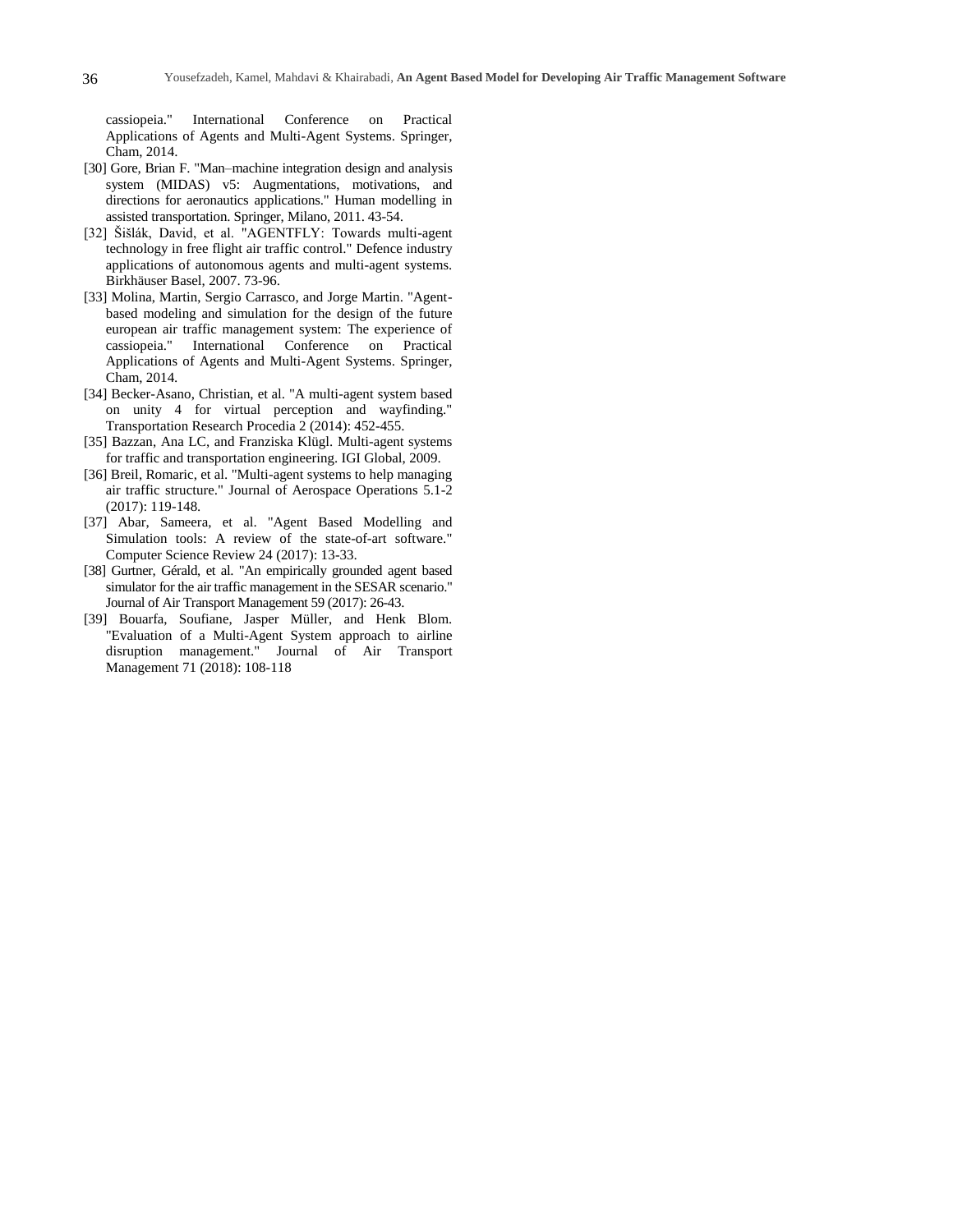cassiopeia." International Conference on Practical Applications of Agents and Multi-Agent Systems. Springer, Cham, 2014.

[30] Gore, Brian F. "Man–machine integration design and analysis system (MIDAS) v5: Augmentations, motivations, and directions for aeronautics applications." Human modelling in assisted transportation. Springer, Milano, 2011. 43-54.

[32] Šišlák, David, et al. "AGENTFLY: Towards multi-agent technology in free flight air traffic control." Defence industry applications of autonomous agents and multi-agent systems. Birkhäuser Basel, 2007. 73-96.

[33] Molina, Martin, Sergio Carrasco, and Jorge Martin. "Agent-based modeling and simulation for the design of the future european air traffic management system: The experience of cassiopeia." International Conference on Practical Applications of Agents and Multi-Agent Systems. Springer, Cham, 2014.

[34] Becker-Asano, Christian, et al. "A multi-agent system based on unity 4 for virtual perception and wayfinding." Transportation Research Procedia 2 (2014): 452-455.

[35] Bazzan, Ana LC, and Franziska Klügl. Multi-agent systems for traffic and transportation engineering. IGI Global, 2009.

[36] Breil, Romaric, et al. "Multi-agent systems to help managing air traffic structure." Journal of Aerospace Operations 5.1-2 (2017): 119-148.

[37] Abar, Sameera, et al. "Agent Based Modelling and Simulation tools: A review of the state-of-art software." Computer Science Review 24 (2017): 13-33.

[38] Gurtner, Gérald, et al. "An empirically grounded agent based simulator for the air traffic management in the SESAR scenario." Journal of Air Transport Management 59 (2017): 26-43.

[39] Bouarfa, Soufiane, Jasper Müller, and Henk Blom. "Evaluation of a Multi-Agent System approach to airline disruption management." Journal of Air Transport Management 71 (2018): 108-118